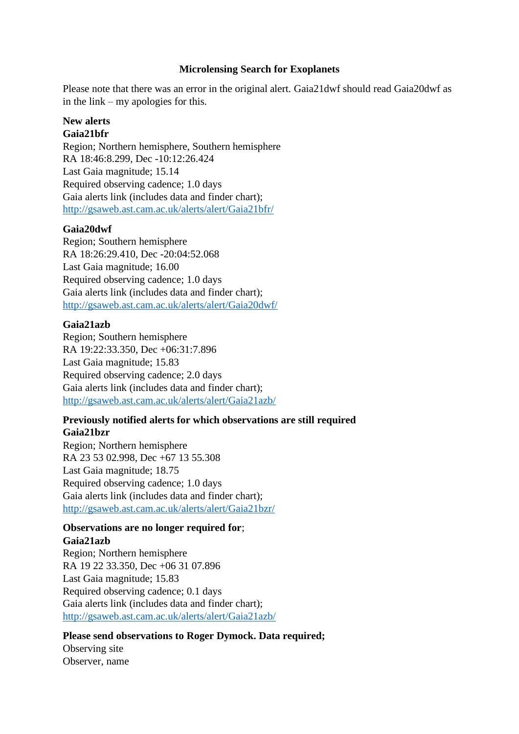# Microlensing Search for Exoplanets

Please note that there was an error in the original alert. Gaia21dwf should read Gaia20dwf as in the link – my apologies for this.

**New alerts**

**Gaia21bfr**
Region; Northern hemisphere, Southern hemisphere
RA 18:46:8.299, Dec -10:12:26.424
Last Gaia magnitude; 15.14
Required observing cadence; 1.0 days
Gaia alerts link (includes data and finder chart);
http://gsaweb.ast.cam.ac.uk/alerts/alert/Gaia21bfr/

**Gaia20dwf**
Region; Southern hemisphere
RA 18:26:29.410, Dec -20:04:52.068
Last Gaia magnitude; 16.00
Required observing cadence; 1.0 days
Gaia alerts link (includes data and finder chart);
http://gsaweb.ast.cam.ac.uk/alerts/alert/Gaia20dwf/

**Gaia21azb**
Region; Southern hemisphere
RA 19:22:33.350, Dec +06:31:7.896
Last Gaia magnitude; 15.83
Required observing cadence; 2.0 days
Gaia alerts link (includes data and finder chart);
http://gsaweb.ast.cam.ac.uk/alerts/alert/Gaia21azb/

**Previously notified alerts for which observations are still required**

**Gaia21bzr**
Region; Northern hemisphere
RA 23 53 02.998, Dec +67 13 55.308
Last Gaia magnitude; 18.75
Required observing cadence; 1.0 days
Gaia alerts link (includes data and finder chart);
http://gsaweb.ast.cam.ac.uk/alerts/alert/Gaia21bzr/

**Observations are no longer required for**;

**Gaia21azb**
Region; Northern hemisphere
RA 19 22 33.350, Dec +06 31 07.896
Last Gaia magnitude; 15.83
Required observing cadence; 0.1 days
Gaia alerts link (includes data and finder chart);
http://gsaweb.ast.cam.ac.uk/alerts/alert/Gaia21azb/

**Please send observations to Roger Dymock. Data required;**
Observing site
Observer, name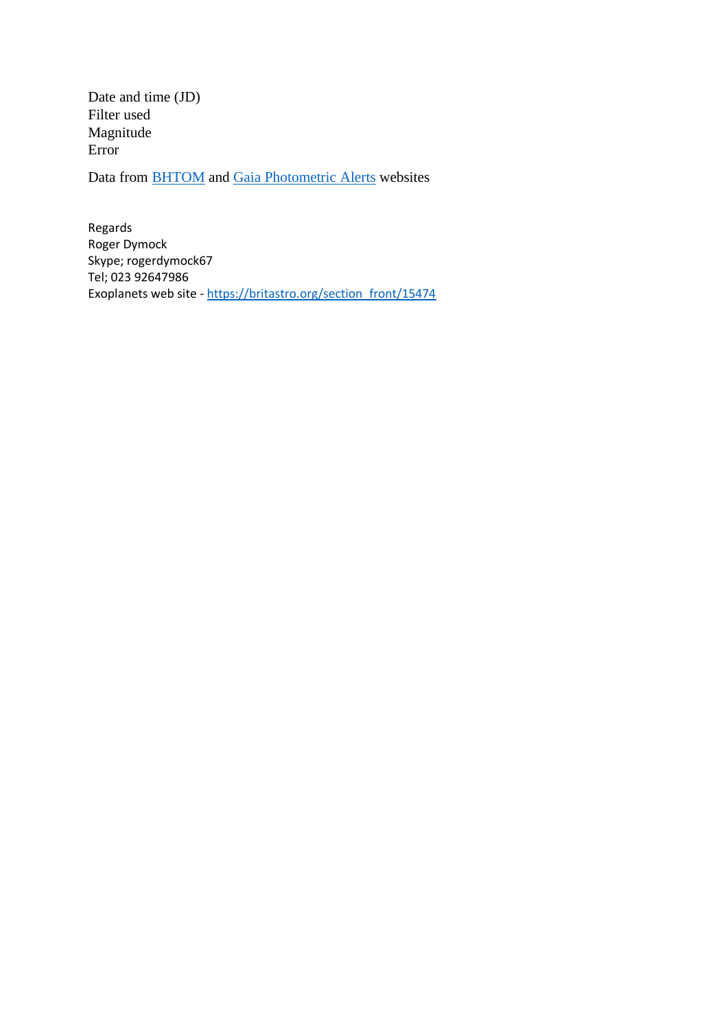Date and time (JD)
Filter used
Magnitude
Error

Data from [BHTOM]() and [Gaia Photometric Alerts]() websites

Regards
Roger Dymock
Skype; rogerdymock67
Tel; 023 92647986
Exoplanets web site - [https://britastro.org/section_front/15474](https://britastro.org/section_front/15474)